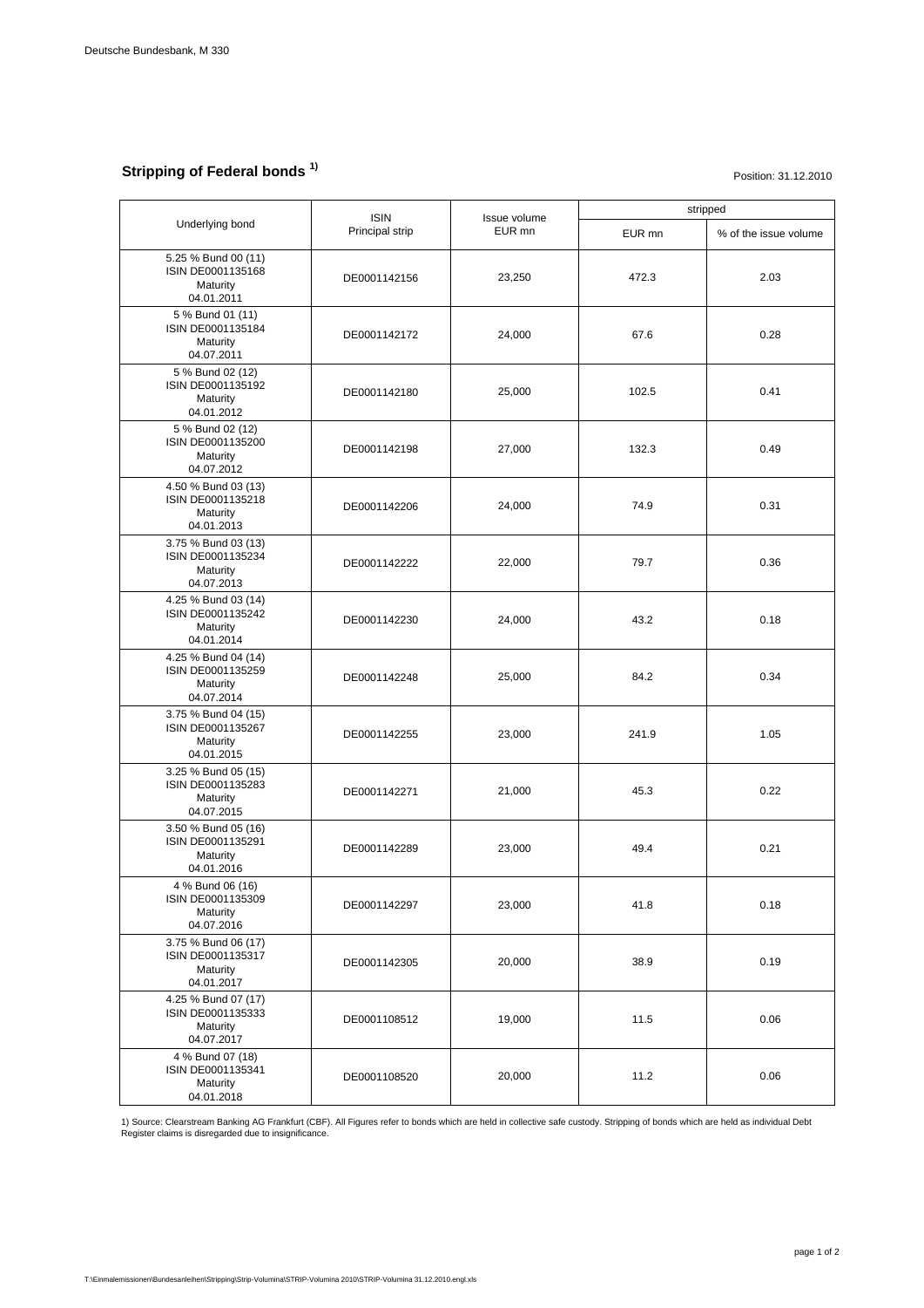Deutsche Bundesbank, M 330

## Stripping of Federal bonds [1)]

Position: 31.12.2010

| Underlying bond | ISIN Principal strip | Issue volume EUR mn | stripped | |
|---|---|---|---|---|
| | | | EUR mn | % of the issue volume |
| 5.25 % Bund 00 (11) ISIN DE0001135168 Maturity 04.01.2011 | DE0001142156 | 23,250 | 472.3 | 2.03 |
| 5 % Bund 01 (11) ISIN DE0001135184 Maturity 04.07.2011 | DE0001142172 | 24,000 | 67.6 | 0.28 |
| 5 % Bund 02 (12) ISIN DE0001135192 Maturity 04.01.2012 | DE0001142180 | 25,000 | 102.5 | 0.41 |
| 5 % Bund 02 (12) ISIN DE0001135200 Maturity 04.07.2012 | DE0001142198 | 27,000 | 132.3 | 0.49 |
| 4.50 % Bund 03 (13) ISIN DE0001135218 Maturity 04.01.2013 | DE0001142206 | 24,000 | 74.9 | 0.31 |
| 3.75 % Bund 03 (13) ISIN DE0001135234 Maturity 04.07.2013 | DE0001142222 | 22,000 | 79.7 | 0.36 |
| 4.25 % Bund 03 (14) ISIN DE0001135242 Maturity 04.01.2014 | DE0001142230 | 24,000 | 43.2 | 0.18 |
| 4.25 % Bund 04 (14) ISIN DE0001135259 Maturity 04.07.2014 | DE0001142248 | 25,000 | 84.2 | 0.34 |
| 3.75 % Bund 04 (15) ISIN DE0001135267 Maturity 04.01.2015 | DE0001142255 | 23,000 | 241.9 | 1.05 |
| 3.25 % Bund 05 (15) ISIN DE0001135283 Maturity 04.07.2015 | DE0001142271 | 21,000 | 45.3 | 0.22 |
| 3.50 % Bund 05 (16) ISIN DE0001135291 Maturity 04.01.2016 | DE0001142289 | 23,000 | 49.4 | 0.21 |
| 4 % Bund 06 (16) ISIN DE0001135309 Maturity 04.07.2016 | DE0001142297 | 23,000 | 41.8 | 0.18 |
| 3.75 % Bund 06 (17) ISIN DE0001135317 Maturity 04.01.2017 | DE0001142305 | 20,000 | 38.9 | 0.19 |
| 4.25 % Bund 07 (17) ISIN DE0001135333 Maturity 04.07.2017 | DE0001108512 | 19,000 | 11.5 | 0.06 |
| 4 % Bund 07 (18) ISIN DE0001135341 Maturity 04.01.2018 | DE0001108520 | 20,000 | 11.2 | 0.06 |

1) Source: Clearstream Banking AG Frankfurt (CBF). All Figures refer to bonds which are held in collective safe custody. Stripping of bonds which are held as individual Debt Register claims is disregarded due to insignificance.

T:\Einmalemissionen\Bundesanleihen\Stripping\Strip-Volumina\STRIP-Volumina 2010\STRIP-Volumina 31.12.2010.engl.xls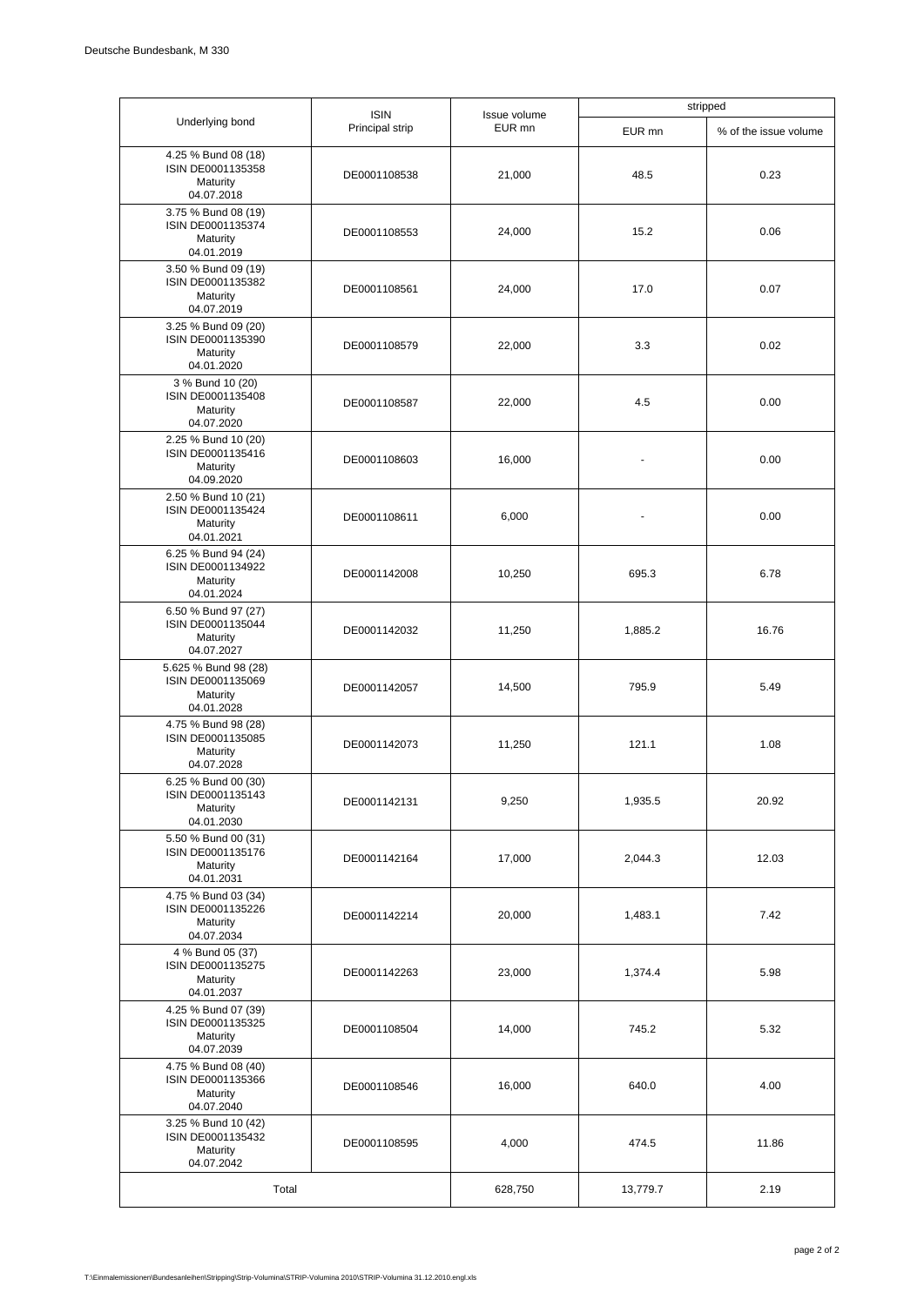| Underlying bond | ISIN Principal strip | Issue volume EUR mn | stripped | |
|---|---|---|---|---|
| | | | EUR mn | % of the issue volume |
| 4.25 % Bund 08 (18) ISIN DE0001135358 Maturity 04.07.2018 | DE0001108538 | 21,000 | 48.5 | 0.23 |
| 3.75 % Bund 08 (19) ISIN DE0001135374 Maturity 04.01.2019 | DE0001108553 | 24,000 | 15.2 | 0.06 |
| 3.50 % Bund 09 (19) ISIN DE0001135382 Maturity 04.07.2019 | DE0001108561 | 24,000 | 17.0 | 0.07 |
| 3.25 % Bund 09 (20) ISIN DE0001135390 Maturity 04.01.2020 | DE0001108579 | 22,000 | 3.3 | 0.02 |
| 3 % Bund 10 (20) ISIN DE0001135408 Maturity 04.07.2020 | DE0001108587 | 22,000 | 4.5 | 0.00 |
| 2.25 % Bund 10 (20) ISIN DE0001135416 Maturity 04.09.2020 | DE0001108603 | 16,000 | - | 0.00 |
| 2.50 % Bund 10 (21) ISIN DE0001135424 Maturity 04.01.2021 | DE0001108611 | 6,000 | - | 0.00 |
| 6.25 % Bund 94 (24) ISIN DE0001134922 Maturity 04.01.2024 | DE0001142008 | 10,250 | 695.3 | 6.78 |
| 6.50 % Bund 97 (27) ISIN DE0001135044 Maturity 04.07.2027 | DE0001142032 | 11,250 | 1,885.2 | 16.76 |
| 5.625 % Bund 98 (28) ISIN DE0001135069 Maturity 04.01.2028 | DE0001142057 | 14,500 | 795.9 | 5.49 |
| 4.75 % Bund 98 (28) ISIN DE0001135085 Maturity 04.07.2028 | DE0001142073 | 11,250 | 121.1 | 1.08 |
| 6.25 % Bund 00 (30) ISIN DE0001135143 Maturity 04.01.2030 | DE0001142131 | 9,250 | 1,935.5 | 20.92 |
| 5.50 % Bund 00 (31) ISIN DE0001135176 Maturity 04.01.2031 | DE0001142164 | 17,000 | 2,044.3 | 12.03 |
| 4.75 % Bund 03 (34) ISIN DE0001135226 Maturity 04.07.2034 | DE0001142214 | 20,000 | 1,483.1 | 7.42 |
| 4 % Bund 05 (37) ISIN DE0001135275 Maturity 04.01.2037 | DE0001142263 | 23,000 | 1,374.4 | 5.98 |
| 4.25 % Bund 07 (39) ISIN DE0001135325 Maturity 04.07.2039 | DE0001108504 | 14,000 | 745.2 | 5.32 |
| 4.75 % Bund 08 (40) ISIN DE0001135366 Maturity 04.07.2040 | DE0001108546 | 16,000 | 640.0 | 4.00 |
| 3.25 % Bund 10 (42) ISIN DE0001135432 Maturity 04.07.2042 | DE0001108595 | 4,000 | 474.5 | 11.86 |
| Total | | 628,750 | 13,779.7 | 2.19 |

T:\Einmalemissionen\Bundesanleihen\Stripping\Strip-Volumina\STRIP-Volumina 2010\STRIP-Volumina 31.12.2010.engl.xls